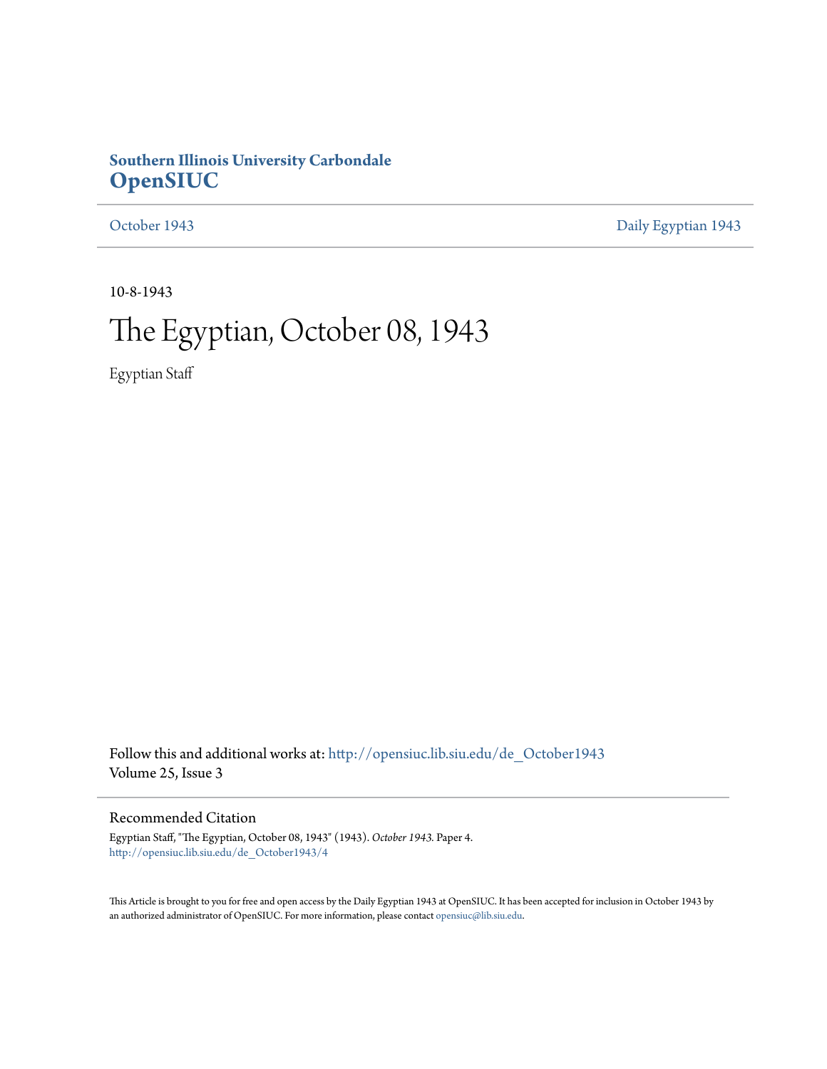**Southern Illinois University Carbondale**
**OpenSIUC**

October 1943 | Daily Egyptian 1943

10-8-1943

# The Egyptian, October 08, 1943

Egyptian Staff

Follow this and additional works at: http://opensiuc.lib.siu.edu/de_October1943
Volume 25, Issue 3

## Recommended Citation

Egyptian Staff, "The Egyptian, October 08, 1943" (1943). *October 1943.* Paper 4.
http://opensiuc.lib.siu.edu/de_October1943/4

This Article is brought to you for free and open access by the Daily Egyptian 1943 at OpenSIUC. It has been accepted for inclusion in October 1943 by an authorized administrator of OpenSIUC. For more information, please contact opensiuc@lib.siu.edu.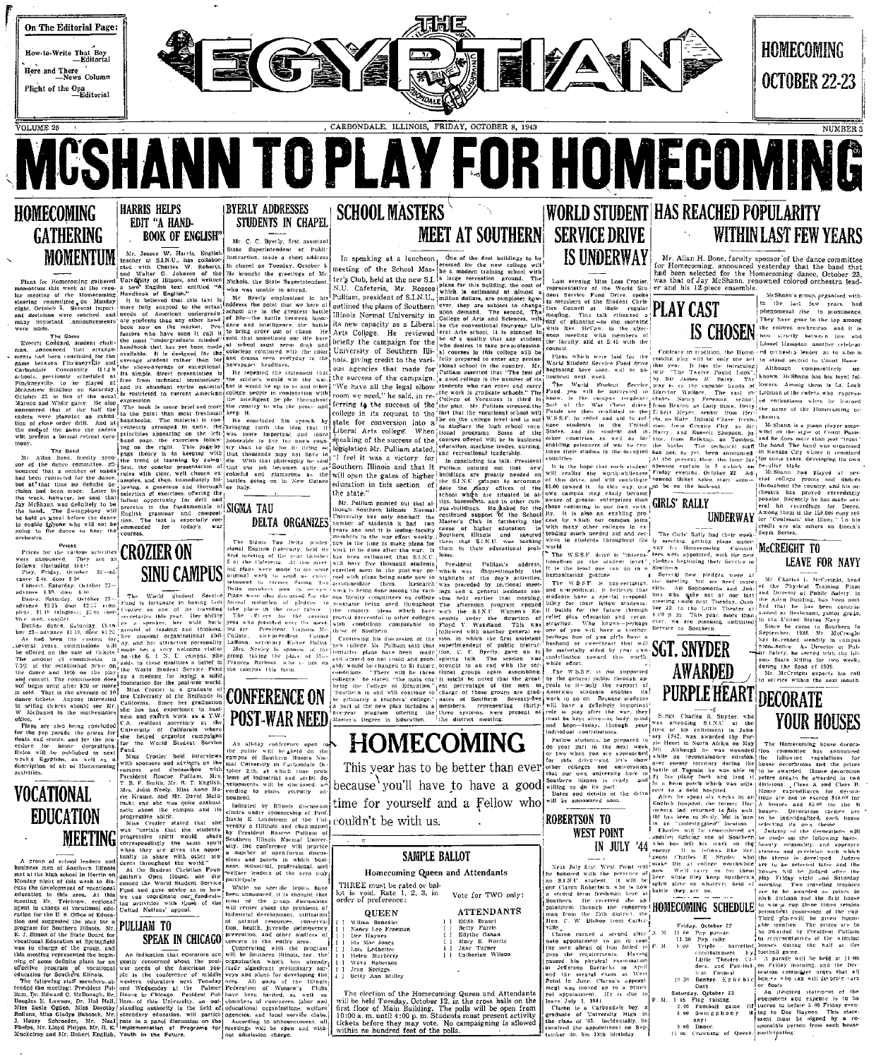On The Editorial Page:

How-to-Write That Boy —Editorial

Here and There —News Column

Plight of the Opa —Editorial

# THE EGYPTIAN

HOMECOMING OCTOBER 22-23

VOLUME 25 — CARBONDALE, ILLINOIS, FRIDAY, OCTOBER 8, 1943 — NUMBER 3

# MCSHANN TO PLAY FOR HOMECOMING

## HOMECOMING GATHERING MOMENTUM

Plans for Homecoming gathered momentum this week at the regular meeting of the Homecoming steering committee on Monday night, October 4. Several important decisions were reached, and many important announcements were made.

**The Game**

Everett Goddard, student chairman, announced that arrangements had been concluded for the game between Pinckneyville and Carbondale Community High schools, previously scheduled at Pinckneyville, to be played at McAndrew Stadium on Saturday, October 23 in lieu of the usual Maroon and White game. He also announced that at the half the cadets were planning an exhibition of close order drill, and at the end of the game the cadets will present a formal retreat ceremony.

**The Band**

Mr. Allan Bone, faculty sponsor of the dance committee, announced that a number of bands had been contacted for the dance, but at that time no definite decision had been made. Later in the week, however, he said that Jay McShann was definitely to be the band. The Swingphony will be held as usual before the dance to enable anyone who will not be going to the dance to hear the orchestra.

**Prices**

Prices for the various activities were announced. They are as follows (including tax):

Play, Friday, October 22—advance $.40, door $.50.

Concert, Saturday, October 23—advance $.30, door $.40.

Dance, Saturday, October 23—advance $2.25, door $2.75 (couples); $1.10 (singles); $2.00 (service men, couple).

Dutch dance, Saturday, October 23—advance $1.10, door $1.25.

As has been the custom for several years, commissions will be offered on the sale of tickets. The amount of commission is 7.5% of the established price on the dance and 10% on the play and concert. The commission does not begin until after $20 or more is sold. That is the average of 10 dance tickets. Anyone interested in selling tickets should see Mr. W. McDaniel in the mathematics office.

Plans are also being concluded for the pep parade, the prizes for floats and stunts, and the procedure for house decorations. Rules will be published in next week's Egyptian, as well as a description of all of Homecoming activities.

## VOCATIONAL EDUCATION MEETING

A group of school leaders and business men of Southern Illinois met at the high school in Herrin on Monday night of this week to discuss the development of vocational education in this area. At this meeting Mr. Telchrow, regional agent in charge of vocational education for the U. S. Office of Education and suggested the plan for a program for Southern Illinois. Mr. E. J. Simon of the State Board for vocational Education at Springfield was in charge of the group, and this meeting represented the beginning of some definite plans for an effective program of vocational education for Southern Illinois.

The following staff members attended the meeting: President Pulliam, Dr. Edward C. McDonagh, Dr. Douglas E. Lawson, Dr. Hal Hall, Miss Sada Ogden, Miss Dorothy Rollens, Miss Gladys Babcock, Mr. J. Henry Schroeder, Mr. Neal Phelps, Mr. Lloyd Phipps, Mr. R. E. Muckelroy and Mr. Robert English.

## HARRIS HELPS EDIT "A HANDBOOK OF ENGLISH"

Mr. Jesse W. Harris, English teacher at S.I.N.U., has collaborated with Charles W. Roberts, and Walter G. Johnson of the University of Illinois, and written a new English text entitled "A Handbook of English."

It is believed that this text is more fully adapted to the actual needs of American undergraduate students than any other handbook now on the market. Professors who have seen it call it the most "undergraduate minded" handbook that has yet been made available. It is designed for the average student rather than for the above-average of exceptional. Its simple direct presentation is free from technical terminology and its abundant excise material is restricted to current American expression.

The book is more brief and more to the point than most freshman handbooks. The material is conveniently arranged in units, the principles appearing on the left hand page, the exercises following on the right. This page-by-page theory is in keeping with the trend of learning by doing: first, the concise presentation of rules with clear, well chosen examples, and then, immediately following, a generous and thorough selection of exercises, offering the fullest opportunity for drill and practice in the fundamentals of English grammar and composition. The text is especially recommended for today's war courses.

## CROZIER ON SINU CAMPUS

The World Student Service Fund is fortunate in having Lois Crozier as one of its traveling secretaries this year. Her ability as a speaker, her wide background of reading and thinking, her unusual organizational ability, and her attractive personality made her a very welcome visitor on the S. I. N. U. campus. She adds to these qualities a belief in the World Student Service Fund as a medium for laying a solid foundation for the post-war world.

Miss Crozier is a graduate of the University of the Redlands in California. Since her graduation she has had experience in business and church work, as a Y.W. C.A. resident secretary at the University of California where she helped organize campaigns for the World Student Service Fund.

Miss Crozier held interviews with sponsors and advisers on the campus and discussions with President Roscoe Pulliam, Mrs. T. B. F. Smith, Mr. R. T. English, Mrs. Julia Neely, Miss Anne Marie Krause, and Mr. David McIntosh; and she was quite enthusiastic about the campus and its progressive spirit.

Miss Crozier stated that she was "certain that the students' progressive spirit would show correspondingly the same spirit when they are given the opportunity to share with other students throughout the world."

At the Student Christian Foundation's Open House, she discussed the World Student Service Fund and gave advice as to how we can coordinate our fund-raising activities with those of the United Nations' appeal.

## PULLIAM TO SPEAK IN CHICAGO

An indication that educators are greatly concerned about the post-war needs of the American people is the conference of middle western educators next Tuesday and Wednesday at the Palmer House in Chicago. President Pulliam of this University, an outstanding authority in the field of secondary education, will participate in a panel discussion on the implementation of Programs for Youth in the Future.

## BYERLY ADDRESSES STUDENTS IN CHAPEL

Mr. C. C. Byerly, first assistant State Superintendent of Public Instruction, made a short address in chapel on Tuesday, October 5. He brought the greetings of Mr. Nichols, the State Superintendent, who was unable to attend.

Mr. Byerly emphasized in his address the point that we here at school are in the greatest battle of life—the battle between ignorance and intelligence, the battle to bring order out of chaos. He said that sometimes our life here at school must seem drab and colorless compared with the color and drama seen everyday in the newspaper headlines.

He repeated the statement that the soldiers would win the war, but it would be up to us and other college people in conjunction with the intelligent people throughout the country to win the peace and keep it.

He concluded his speech by bringing forth the idea that it was more important and more honorable to live for one's country than to die for it—living so that thousands may not have to die. With that philosophy he said that our job becomes quite as colorful and glamorous as the battles going on in New Guinea or Italy.

## SIGMA TAU DELTA ORGANIZES

The Sigma Tau Delta professional English fraternity held its first meeting of the year October 5 at the Cafeteria. At this meeting plans were made to do some original work to send as entertainment to former Sigma Tau Delta members now in service. Plans were also discussed for the formal initiation of pledges to take place in the near future.

The officers for the coming year who presided over the meeting are: President, Virginia McClellan; vice-president, Connie LaBoon; secretary, Eulene Dallas.

Mrs. Julia Neely is sponsor of the group, taking the place of Miss Frances Barbour, who is not on the campus this term.

## SCHOOL MASTERS MEET AT SOUTHERN

In speaking at a luncheon meeting of the School Master's Club, held at the new S.I. N.U. Cafeteria, Mr. Roscoe Pulliam, president of S.I.N.U., outlined the plans of Southern Illinois Normal University in its new capacity as a Liberal Arts College. He reviewed briefly the campaign for the University of Southern Illinois, giving credit to the various agencies that made for the success of the campaign. "We have all the legal elbow room we need," he said, in referring to the success of the college in its request to the state for conversion into a Liberal Arts college. When speaking of the success of the legislation Mr. Pulliam stated, "I feel it was a victory for Southern Illinois and that it will open the gates of higher education in this section of the state."

Mr. Pulliam pointed out that although Southern Illinois Normal University has only one-half the number of students it had two years ago and it is losing faculty members to the war effort weekly, now is the time to make plans for work to be done after the war. It has been estimated that S.I.N.U. will have five thousand students enrolled soon in the post-war period with plans being made now to accommodate them. Research work is being done among the various faculty committees on college programs being used throughout the country; ideas which have proved successful in other colleges with conditions comparable to those of Southern.

Continuing his discussion of the new college Mr. Pulliam said that tentative plans have been made and agreed on but could and probably would be changed to fit future conditions. "There will be three colleges," he stated, "the main one being the College of Education." Southern is and will continue to be primarily a teachers college. A part of the new plan includes a five-year program offering the Master's Degree in Education.

One of the first buildings to be erected for the new college will be a modern training school with a large recreation ground. The plans for this building, the cost of which is estimated at almost a million dollars, are complete; however, they are subject to change upon demand. The second, The College of Arts and Sciences, will be the conventional four-year Liberal Arts school. It is planned to be of a quality that any student who desires to take pre-professional courses in this college will be fully prepared to enter any professional school in the country. Mr. Pulliam asserted that "The test of a good college is the number of its students who can enter and carry the work in graduate schools." The College of Vocations is third in the plan. Mr. Pulliam stressed the fact that the vocational school will be on the college level and is not to displace the high school vocational programs. Some of the courses offered will be in business education, machine trades, nursing, and recreational leadership.

In concluding his talk, President Pulliam pointed out that new buildings are greatly needed on the S.I.N.U. campus to accommodate the many offices of the school which are situated in attics, basements, and in other campus buildings. He asked for the continued support of the School Master's Club in furthering the cause of higher education in Southern Illinois and assured them that S.I.N.U. was backing them in their educational problems.

President Pulliam's address, which was unquestionably the highlight of the day's activities, was preceded by sectional meetings and a general business session held earlier that morning. The afternoon program opened with the S.I.N.U. Women's Ensemble under the direction of Floyd V. Wakeland. This was followed with another general session, in which the first assistant superintendent of public instruction, C. C. Byerly, gave an inspiring talk. The session was brought to an end with the sectional groups again assembling. It might be noted that the greatest percentage of the men in charge of these groups are graduates of Southern. Seventy-five members, representing thirty-three systems, were present at the district meeting.

## CONFERENCE ON POST-WAR NEED

An all-day conference open to the public will be held on the campus of Southern Illinois Normal University in Carbondale October 27th, at which time problems of industrial and social developments will be discussed, according to plans recently announced.

Initiated by Illinois discussion clinics under sponsorship of Prof. David E. Lindstrom of the University of Illinois and chairmanned by President Roscoe Pulliam of Southern Illinois Normal University, the conference will provide a number of open-forum discussions and panels in which business, industrial, professional and welfare leaders of the area may participate.

While no specific topics have been announced, it is thought that most of the group discussions will center about the problems of industrial development, utilization of natural resources, conservation, health, juvenile delinquency prevention, and other matters of concern to the entire area.

Cooperating with the program will be Southern Illinois, Inc., the organization which has already made significant preliminary surveys and plans for developing the area. All units of the Illinois Federation of Women's Clubs have been invited, as well as chambers of commerce, labor and educational organizations, welfare agencies, and local service clubs.

According to announcement, all meetings will be open and without admission charge.

## HOMECOMING

This year has to be better than ever because you'll have to have a good time for yourself and a Fellow who couldn't be with us.

**SAMPLE BALLOT**

**Homecoming Queen and Attendants**

THREE must be rated or ballot is void. Rate 1, 2, 3, in order of preference:

**QUEEN**

- [ ] Wilma Benedict
- [ ] Nancy Lee Freeman
- [ ] Dee Haynes
- [ ] Ida Mae Jones
- [ ] Lois Ledbetter
- [ ] Helen Marberry
- [ ] Wava Roberson
- [ ] Jean Spriggs
- [ ] Betty Ann Stilley

Vote for TWO only:

**ATTENDANTS**

- [ ] Edith Brasel
- [ ] Betty Farris
- [ ] Edythe Gahan
- [ ] Mary E. Norris
- [ ] Jane Turner
- [ ] Catherine Wilson

The election of the Homecoming Queen and Attendants will be held Tuesday, October 12, in the cross halls on the first floor of Main Building. The polls will be open from 10:00 a. m. until 4:00 p. m. Students must present activity tickets before they may vote. No campaigning is allowed within one hundred feet of the polls.

## WORLD STUDENT SERVICE DRIVE IS UNDERWAY

Last evening Miss Lois Crozier, representative of the World Student Service Fund Drive spoke to members of the Student Christian Council at their regular meeting. This talk climaxed a day of planning—in the morning with Rev. McCaw, in the afternoon meeting with members of the faculty, and at 5:45 with the council.

Plans which were laid for the World Student Service Fund drive beginning here soon, will be announced next week.

The World Student Service Fund, you will be interested to know, is the campus (student) part of the War Chest drive. Funds are then realized in the W.S.S.F. to relief and aid to refugee students in the United States, and to student aid in other countries, as well as for enabling prisoners of war to continue their studies in the occupied countries.

It is the hope that each student will realize the worth-whileness of this drive, and will contribute $1.00 toward it. In this way, our own campus may easily become aware of greater enterprises than those centering in our own vicinity. It is also an enabling process by which our campus joins with many other colleges in extending much needed aid and services to students throughout the world.

The W.S.S.F. drive is "international" in scope and the entire student body is at least one can do in a humanitarian gesture.

The W.S.S.F. is nonsectarian, and nonpolitical; it believes that students have a special responsibility for their fellow students. It builds for the future through relief plus education and reconstruction. Who knows—perhaps one of you will have a brother, husband or sweetheart that will be materially aided by your own contribution toward this worthwhile effort.

The W.S.S.F. is not supported by the general public through appeals to it—only the support of American students enables its work to go on. Because students will have a definitely important role to play after the war, they must be kept alive—in body, mind and hope—today, through your individual contributions.

Fellow students, be prepared to do your part in the next week or two when you are approached for this drive—and let's show other colleges and universities that our own university here in Southern Illinois is ready and willing to do its part.

Dates and details of the drive will be announced soon.

## ROBERTSON TO WEST POINT IN JULY '44

Next July first, West Point will be honored with the presence of an S.I.N.U. student. It will be Cadet Robertson who is now a second term freshman here at Southern. He received the appointment through the congressman from the 25th district, the Hon. C. W. Bishop from Carterville.

Claron earned a second alternate appointment to go to camp, but the man ahead of him failed to pass the requirements. Having passed his physical examination at Jefferson Barracks in April and the mental exam at West Point in June, Claron's appointment was received at the time of appointment. He is due to leave July 1, 1944.

Claron is a Carbondale boy, a graduate of University High in the class of '43. Incidentally, he received the appointment on September 30, his 18th birthday.

## HAS REACHED POPULARITY WITHIN LAST FEW YEARS

Mr. Allan H. Bone, faculty sponsor of the dance committee for Homecoming, announced yesterday that the band that had been selected for the Homecoming dance, October 23, was that of Jay McShann, renowned colored orchestra leader and his 12-piece ensemble.

McShann's group, organized within the last few years, had phenomenal rise to prominence. They have gone to the top among the colored orchestras and it is now a rivalry between him and Lionel Hampton another celebrated orchestra leader as to who is to stand second to Count Basie.

Although comparatively unknown, McShann has his loyal followers. Among them is La Loch Lohman of the cadets, who expressed enthusiasm when he learned the name of the Homecoming orchestra.

McShann is a piano player somewhat on the style of Count Basie, and he does more than just "front" the band. The band was organized in Kansas City where it remained for some years, developing its own peculiar style.

McShann has played at several college proms and dances throughout the country, and his orchestra has proved exceedingly popular. Recently he has made several hit recordings for Decca. Among them is the 100,000 copy seller "Confessin' the Blues." To his credit are six others on Decca's Sepia Series.

## PLAY CAST IS CHOSEN

Contrary to tradition, the Homecoming play will be only one act this year. It has the intriguing title "The Twelve Pound Look" by Sir James M. Barry. The play is in the capable hands of Director Wallace. The cast includes Nancy Freeman, senior, from Benton as Lady Sims, Betty Evelyn Meyer, senior from Herrin, as Kate, Donald Chase freshman from Granite City as Sir Harry, and Russell Simpson, junior, from Belknap, as Tombes, the butler. The technical staff has not as yet been announced. At the present time, the hour for opening curtain is 8 o'clock on Friday evening, October 22. Advanced ticket sales start soon—so be on the look-out.

## GIRLS' RALLY UNDERWAY

The Girls' Rally had their week by meeting, getting plans underway for Homecoming. Committees were appointed, with the new pledges beginning their Service to Southern.

Several new pledges were at the meeting, but we need more girls. All Sophomores and Juniors who have not at our last meeting come next Tuesday, October 12, to the Little Theater at 4:00 p.m. This year, more than ever, we are planning unlimited Service to Southern.

## SGT. SNYDER AWARDED PURPLE HEART

S/Sgt. Charles R. Snyder, who was attending S.I.N.U. at the time of his enlistment in January 1942, was awarded the Purple Heart in North Africa on May 5th. Although he was wounded while on reconnaissance mission over enemy territory during the battle of Tunisia, he was able to fly his plane back and land it in a bean patch which was adjacent to a field hospital.

After he spent six weeks in an English hospital, the former Herrinite returned to his base. He has been in Sicily but is now in an "undesignated" location.

Charles will be remembered as an outstanding son of Southern who has left his mark on the enemy. It is fellows like Sergeant Charles R. Snyder who make life at college worthwhile now. We'll carry on for them here, while they keep Southern's spirit alive on whatever field of battle they are on.

## HOMECOMING SCHEDULE

**Friday, October 22**

A. M. 11:00 Pep parade.
11:30 Pep rally.
P. M. 8:00 Triple barrelled entertainment by Little Theatre (Zetetic) and Zetetic Socratic (Illinae) Council
10:30 Bonfire, Ephebic (Cadets)

**Saturday, October 23**

P. M. 1:45 Flag raising
2:00 Football game (if any)
5:00 Swingphony (if any)
9:00 Dance.
11:00 Crowning of Queen

## McCREIGHT TO LEAVE FOR NAVY

Mr. Charles L. McCreight, head of the Physical Training Plant and Director of Public Safety in the Aden Building, has been notified that he has been commissioned as Lieutenant, junior grade, in the United States Navy.

Since he came to Southern in September, 1939, Mr. McCreight has increased security in campus maintenance. As Director of Public Safety, he served with the Illinois State Militia for two weeks during the flood of 1937.

Mr. McCreight expects his call to service within the next month.

## DECORATE YOUR HOUSES

The Homecoming house decoration committee has announced the following regulations for house decorations and the prizes to be awarded. House decoration prizes are to be awarded in two divisions. Class A and Class B. House expenditures for decorations are not to exceed $10.00 for A houses and $5.00 for the B houses. Decoration themes are to be individualized, each house selecting its own theme.

Judging of the decorations will be done on the following basis: beauty, originality, and appropriateness and precision with which the theme is developed. Judges are to be selected later and the houses will be judged after the big Friday night and Saturday morning. Two traveling trophies are to be awarded as prizes in each division and the first house to win a cup three times retains permanent possession of the cup. Third place will be given honorable mention. The prizes are to be awarded by President Pulliam to representatives of the winning houses during the half at the football game.

A general rule will be held at 11:00 on Friday morning, and the Decoration committee urges that all houses who can will decorate cars or floats.

An itemized statement of the equipment and expense is to be turned in before 5:00 Friday evening to Dee Haynes. This statement must be signed by a responsible person from each house participating.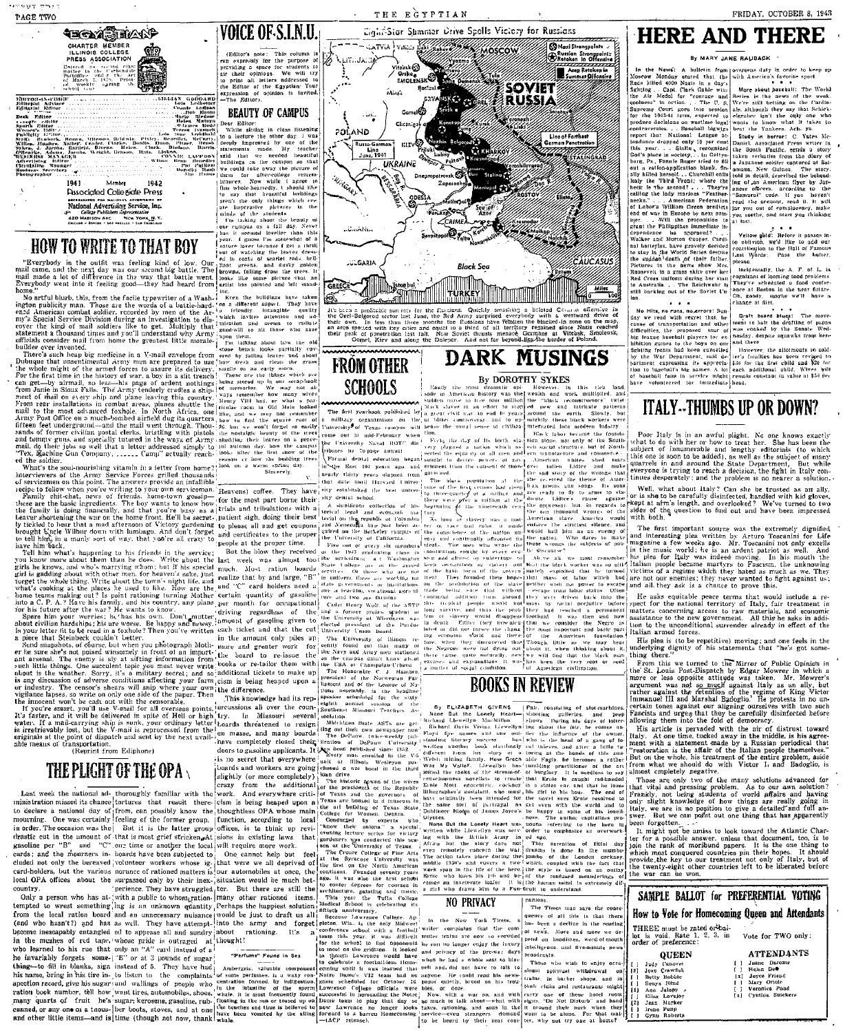# EGYPTIAN

CHARTER MEMBER ILLINOIS COLLEGE PRESS ASSOCIATION

Entered as second class matter in the Carbondale Post Office under the Act of March 3, 1879. Printed during the school year.

1941 Member 1942
Associated Collegiate Press

REPRESENTED FOR NATIONAL ADVERTISING BY
National Advertising Service, Inc.
College Publishers Representative
420 Madison Ave. New York, N.Y.
Chicago · Boston · Los Angeles · San Francisco

## HOW TO WRITE TO THAT BOY

"Everybody in the outfit was feeling kind of low. Our mail came, and the next day was our second big battle. The mail made a lot of difference in the way that battle went. Everybody went into it feeling good—they had heard from home."

No artful blurb, this, from the facile typewriter of a Washington publicity man. Those are the words of a battle-hardened American combat soldier, recorded by men of the Army's Special Service Division during an investigation to discover the kind of mail soldiers like to get. Multiply that statement a thousand times and you'll understand why Army officials consider mail from home the greatest little morale-builder ever invented.

There's such huge big medicine in a V-mail envelope from Dubuque that unsentimental Army men are prepared to use the whole might of the armed forces to assure its delivery. For the first time in the history of war, a boy in a slit trench can get—by airmail, no less—his page of ardent nothings from Janie in Sioux Falls. The Army tenderly cradles a shipment of mail on every ship and plane leaving this country. From rear installations of combat areas, planes shuttle the mail to the most advanced foxhole. In North Africa, one Army Post Office on a much-bombed airfield dug its quarters fifteen feet underground—and the mail went through. Thousands of former civilian postal clerks, bristling with pistols and tommy guns, and specially tutored in the ways of Army mail, do their jobs so well that a letter addressed simply to "Tex, Machine Gun Company, ........ Camp" actually reached the soldier.

What's the soul-nourishing vitamin in a letter from home? Interviewers of the Army Service Forces grilled thousands of servicemen on this point. The answers provide an infallible recipe to follow when you're writing to your own serviceman.

Family chit-chat, news of friends, home-town gossip—these are the basic ingredients. The boy wants to know how the family is doing financially, and that you're busy as a beaver shortening the war on the home front. He'll be secretly tickled to hear that a mad afternoon of Victory gardening brought Uncle Wilbur down with lumbago. And don't forget to tell him, in a manly sort of way, that you're all crazy to have him back.

Tell him what's happening to his friends in the service; you know more about them than he does. Write about the girls he knows, and who's marrying whom; but if his special girl is gadding about with other men, for heaven's sake, just forget the whole thing. Write about the town's night life, and what's cooking at the places he used to like. How are the home teams making out? Is paint rationing turning Mother into a C. P. A.? Have his family, and his country, any plans for his future after the war? He wants to know.

Spare him your worries; he has his own. Don't mutter about civilian hardships; his are worse. Be happy and newsy. Is your letter fit to be read in a foxhole? Then you've written a piece that Steinbeck couldn't better.

Send snapshots, of course, but when you photograph Mother be sure she's not poised winsomely in front of an important arsenal. The enemy is sly at sifting information from such little things. One succulent topic you must never write about is the weather. Sorry, it's a military secret; and so is any discussion of adverse conditions affecting your farm or industry. The censor's shears will snip where your own vigilance lapses, so write on only one side of the paper. Then the innocent won't be cut out with the censorable.

If you're smart, you'll use V-mail for all overseas points. It's faster, and it will be delivered in spite of Hell or high water. If a mail-carrying ship is sunk, your ordinary letter is irretrievably lost, but the V-mail is reproduced from the originals at the point of dispatch and sent by the next available means of transportation.

(Reprint from Ediphone)

## THE PLIGHT OF THE OPA

Last week the national administration missed its chance to declare a national day of mourning. One was certainly in order. The occasion was the drastic cut in the amount of gasoline per "B" and "C" cards; and the mourners included not only the bereaved card-holders, but the various local OPA offices about the country.

Only a person who has attempted to wrest something from the local ration board (and who hasn't?) and has become inescapably entangled in the meshes of red tape, who learned to his rue that he invariably forgets something—to fill in blanks, sign his name, bring in his tire inspection record, give his sugar ration book number, tell how many quarts of fruit he's canned, or any one of a thousand other little items—and is thoroughly familiar with the tortures that result therefrom, can possibly know the feeling of the former group.

But it is the latter group that is most grief stricken. At one time or another the local boards have been subjected to volunteer workers whose ignorance of rationed matters is surpassed only by their inexperience. They have struggled with a public to whom rationing is an unknown quantity and an unnecessary nuisance as well. They have attempted to appease all and sundry whose pride is outraged at only an "A" card instead of a "B" or at 3 pounds of sugar instead of 5. They have had to listen to the complaints and wailings of people who want tires, automobiles, shoes, sugar, kerosene, gasoline, rubber boots, stoves, and at one time (though not now, thank Heavens) coffee. They have for the most part borne their trials and tribulations with a patient sigh, doing their best to please all and get coupons and certificates to the proper people at the proper time.

But the blow they received last week was almost too much. Most ration boards realize that by and large "B" and "C" card holders need a certain quantity of gasoline per month for occupational driving regardless of the amount of gasoline given to each ticket and that the cut in the amount only piles up more and greater work for the board to re-issue the books or re-tailor them with additional tickets to make up the difference.

This knowledge had its repercussions all over the country. In Missouri several boards threatened to resign en masse, and many boards have completely closed their doors to gasoline applicants. It is no secret that everywhere boards and workers are going slightly (or more completely) crazy from the additional work. And everywhere criticism is being heaped upon a thoughtless OPA whose main function, according to local offices, is to think up revisions in existing laws that will require more work.

One cannot help but feel that were we all deprived of our automobiles at once, the situation would be much better. But there are still the many other rationed items. Perhaps the happiest solution would be just to draft us all into the army and forget about rationing. It's a thought!

## VOICE OF S.I.N.U.

(Editor's note: This column is run expressly for the purpose of providing a space for students to air their opinions. We will try to print all letters addressed to the Editor of the Egyptian. Your expression of opinion is invited.—The Editor).

### BEAUTY OF CAMPUS

Dear Editor:

While sitting in class listening to a lecture the other day, I was deeply impressed by one of the statements made. My teacher said that we needed beautiful buildings on the campus so that we could take away the picture of them for after-college remembrances. Now while I agree in this whole-heartedly, I should like to say that beautiful buildings aren't the only things which create impressive pictures in the minds of the students.

In taking about the beauty of our campus on a fall day. Never has it seemed lovelier than this year. I guess I'm somewhat of a nature lover because I get a thrill out of watching the leaves dressed in coats of scarlet red, brilliant greens, and dusky golden browns, falling from the trees. It looks like some picture that an artist has painted and left standing.

Even the buildings have taken on a different aspect. They have a friendly, intangible quality which invites attention and admiration and seems to radiate goodwill to all those who take time to look.

I'm talking about how the old stone bench looks partially covered by fallen leaves and about how fresh and clean the grass smells on an early morning.

These are the things which are being stored up in our scrap-book of memories. We may not always remember how many wives Henry VIII had, or what a particular cook in Old Main looked like, and we may not remember how to find the square root of 36, but we won't forget so easily the nostalgic beauty of the trees shedding their leaves on a peaceful autumn day, how the campus looks after the first snow of the season, or how the budding trees look on a warm spring day.

Sincerely
V

"Perfumes" Found in Sea

Ambergris, valuable compound of some perfumes, is a waxy concentration formed by indigestion in the intestine of the sperm whale. It is most frequently found floating in the sea or tossed up on the beaches and thus is believed to have been vomited by the ailing whale.

## Eight-Star Summer Drive Spells Victory for Russians

(Map labels: Nazi Strongholds; Russian Strongpoints Retaken in Offensive; Areas Retaken in Summer Offensive; Russo-German Line June, 1941; Line of Farthest German Penetration; MOSCOW; SOVIET RUSSIA; STALINGRAD; UKRAINE; POLAND; RUMANIA; BULGARIA; GREECE; TURKEY; Black Sea; CAUCASUS; CRIMEA; Miles 0 100 200)

It's been a prolific summer for the Russians. Quickly smashing a belated German offensive in the Orel-Belgorod sector last July, the Red Army surprised everybody with a westward drive of their own. In less than three months the Russians have retaken the blacked-in zone on the map, an area dotted with key cities and equal to a third of all territory regained since Nazis reached their peak of penetration last fall. Now Soviet thrusts menace Germans at Vitebsk, Smolensk, Gomel, Kiev and along the Dnieper. And not far beyond lies the border of Poland.

## FROM OTHER SCHOOLS

The first yearbook published by a military organization on the University of Texas campus will come out in mid-February when the University Naval ROTC distributes its 70-page annual.

Formal dental education began in the East 104 years ago and nearly thirty years elapsed from that day until Harvard University established the first university dental school.

A significant collection of historical legal and economic material on the republic of Colombia and Venezuela has just been acquired on the Berkeley campus of the University of California.

Five out of every six members of the 1943 graduating class in the agriculture ... at Washington State College are in the armed services. Of those who are not in uniform, three are working for state governments or institutions, one is teaching vocational agriculture and two are farming.

Cadet Henry Wolf of the ASTP and a former ... student at the University of Wisconsin was elected president of the Purdue University Union Board.

The University of Illinois recently found out that many of the Navy and Army men stationed on the campus didn't know about the Tab at Champaign-Urbana.

The Honorable C. J. Hambro, president of the Norwegian Parliament and of the League of Nations Assembly, is the headline speaker scheduled for the 58th(?) annual session of the Southeast Missouri Teachers Association.

Michigan State ASTs are getting out their own newspaper now.

The DePauw, twice-weekly publication of DePauw University, has been published since 1852.

Every man enrolled in the V-5 unit at Illinois Wesleyan purchased a war bond in the third loan drive.

The historic gowns of the wives of the presidents of the Republic of Texas and the governors of Texas are housed in a museum in the old building of Texas State College for Women, Denton.

Conducted by experts who "know their onions," a special evening lecture series for victory gardeners was conducted this season at the University of Texas.

The Crouse College of Fine Arts at the Syracuse University was the first on the North American continent. Founded seventy years ago, it was also the first school to confer degrees for courses in architecture, painting and music.

This year the Tufts College Medical School is celebrating its fiftieth anniversary.

Because Lawrence College, Appleton, Wis., is the only Midwest conference school with a football team this year, it was difficult for the school to find opponents to meet on the gridiron. It looked as though Lawrence would have to celebrate a footballess Homecoming until it was learned that Notre Dame's V12 team had an open date on October 16. Lawrence College officials were successful in persuading the Notre Dame team to play that day so now Lawrence no longer looks forward to a barren Homecoming.—(ACP release).

## DARK MUSINGS

### By DOROTHY SYKES

Perhaps the most dramatic episode in American history was the sudden move to free four million black slaves in an effort to stop a great civil war and to end years of bitter controversy, and to appease the moral sense of civilization.

First, the day of his birth, slavery plagued a nation which asserted the equality of all men and sought to deny power to any government from the consent of those governed.

The slave population of the time of the first census had risen to three-quarters of a million and then swept over a million at the beginning of the nineteenth century.

As long as slavery was a matter of race and color, it made for the conscience of the nation uneasy and continually offended its ideals. The men who wrote the constitution ought to every evil stop and almost as vigorously to keep emancipation as slavery and of the basic tenet of the government. They founded their hopes on the prohibition of the slave trade before the time that effect immediate action then seemed. The typical people would not long survive, and thus the problem of slavery would disappear in death. Either they intended or they did not foresee the famous economic world that the slave population would increase many fold. The Negroes were not dying out; there came quite naturally new excuses and explanations. It was a matter of social condition.

However, in this new land wealth and work multiplied, and the "black reconstructors" twisted new and intricate patterns around the earth. Slowly, but mightily, these black workers were integrated into modern industry.

Black labor became the foundation stone not only of the Southern social structure, but of Northern manufacture and commerce. American mines, shed tears over fallen Liddle and make the sad story of the wrongs that she received the theme of American jazzmen song. Its sons are ready to fly to arms to vindicate Liddle's cause against the oppressor; but in regards to the ten thousand wrongs of the American slave, America would enforce the strictest silence, and would hail him as an enemy of the nation. Who dares to make those wrongs the subjects of public discourse?

As we all, we must remember that the black worker was as ultimately exploited that he turned that mass of labor which neither wish nor power to escape, escape from labor status. Often they were thrown back into the mass by racial prejudice before they had reached a permanent foothold. It was then and now that we consider the Negro as the most important and basic part of the American foundation. Though little as we may hear about it, when thinking about it, we will find that the black man has been the very core or seed of American civilization.

## BOOKS IN REVIEW

### By ELIZABETH GIVENS

None But the Lonely Heart—Richard Llewellyn—MacMillan.

Richard Davis Vivian Llewellyn Lloyd, five names and one outstanding literary success, has written another book startlingly different from his story of a Welsh mining family. How Green Was My Valley. Llewellyn has joined the ranks of the stream-of-consciousness novelists to create Ernie Mott, egocentric, cockney lithographer's assistant, who must have originally been intended for the same sort of portrayal as Dubliner Bloom of James Joyce's Ulysses.

None But the Lonely Heart was written while Llewellyn was serving with the Welsh Army in Africa but the story does not even remotely concern the war. The action takes place during the middle 1930's and covers a two week span in the life of the hero. Ernie who loses his job and becomes an inveterate loafer. It is a girl who draws him to a Fun Fair, consisting of slot-machines, shooting galleries, and peep shows. During his days of loitering about the fair, he comes under the influence of the owner, who is the head of a gang of petty thieves, and after a little loitering at the hands of this man, Ernie becomes a rather fumbling practitioner of the art of burglary. It is needless to say that Ernie is caught red-handed in a stolen car, and that he loses his girl to his boss. The end of the novel finds Ernie resolved to get even with the world and to be happy in spite of his lonely heart. The author capitalizes pronouns referring to the hero in order to emphasize an overwhelming ego.

This narration of fitful day dreams is done in the argot or patois of the London cockney which, coupled with the fact that the style is based on an ex...ive use of the confused monologue of the human mind, is extremely difficult to understand.

## NO PRIVACY

In the New York Times, a writer complains that the commuter trains are now so crowded he can no longer enjoy the luxury and privacy of the pre-war days when he had a whole seat to himself and did not have to talk to anyone. He could read his newspaper quietly, brood on his troubles, or doze.

Now, with a war on and with everybody in talk about—what with taxes, rationing, and sons in the service—even strangers demand to be heard by their seat companions.

The Times man says the consequence of all this is that there has been a decline in the reading of news. More and more we depend on headlines, word-of-mouth intelligence, and five-minute news broadcasts.

Those who wish to enjoy occasional spiritual withdrawal on trains, in barber shops, and in their clubs and restaurants might carry one of those hotel room signs: Do Not Disturb, and hang it around their neck when they want to be alone. For that matter, why not try one at home?

## HERE AND THERE

### BY MARY JANE RAUBACH

In the News: A bulletin from Moscow Monday stated that the Reds killed 4000 Nazis in a day's fighting . . . Capt. Clark Gable wins the Air Medal for "courage and coolness" in action . . . The U. S. Supreme Court goes into session for the 1943-44 term, expected to produce decisions on war-time legal controversies . . . Baseball bigwigs report that National League attendance dropped only 10 per cent this year . . . Stalin recognized God's place in society . . . In Gettysburg, Pa., Fannie Bauer tried to fill out a ration-application blank, finally killed herself . . . Churchill tells Italy the "Third Front," where the heck is the second? . . . They're calling the lady marines "Featherbacks" . . . American Federation of Labor's William Green predicts end of war in Europe by next summer . . . Will the promotion to grant the Philippines immediate independence be approved? . . . Walker and Morton Cooper, Cardinal batteries, have gravely decided to stay in the World Series despite the sudden death of their father . . . Pictures in the news show Mrs. Roosevelt in a grass skirt over her Red Cross uniform during her visit to Australia . . . The Reichswehr is still backing out of the Soviet Union.

No Hits, no runs, no errors: Sunday we read with regret that because of transportation and other difficulties, the proposed tour of big league baseball players for exhibition games to the boys on our fighting fronts had been cancelled by the War Department, and department executives' appreciation of baseball's big names. A lot of baseball fans in service might have volunteered for immediate overseas duty in order to keep up with America's favorite sport.

More about baseball: The World Series is the news of the week. We're still betting on the Cardinals, although they say that Schleckinger isn't the only one who wants to know what it takes to beat the Yankees. Ach, ya.

Study in horror: C. Yates McDaniel, Associated Press writer in the South Pacific, sends a story taken verbatim from the diary of a Japanese soldier captured at Salamaua, New Guinea. The story, told in detail, described the beheading of an American flyer by Japanese officers, according to the "Samurai" code. If you haven't read the account, read it. It will jar you out of complacency, make you seethe, and start you thinking at last.

Yellow gold: Before it passes into oblivion, we'd like to add our contribution to the Hall of Famous Last Words: Pass the butter, please.

Incidentally, the A. F. of L. is cognizant of looming food problems. They've scheduled a food conference at Boston in the near future. Oh, goody, maybe we'll have a change of diet.

Draft board blues: The movement to halt the drafting of papas was rocked by the Senate Wednesday, despite squawks from here and there.

However, the allotments to soldier's families has been raised to $30 for the first child and $20 for each additional child. Wives will remain constant in value at $50 per head.

## ITALY—THUMBS UP OR DOWN?

Poor Italy is in an awful plight. No one knows exactly what to do with her or how to treat her. She has been the subject of innumerable and lengthy editorials (to which this one is soon to be added), as well as the subject of many quarrels in and around the State Department. But while everyone is trying to reach a decision, the fight in Italy continues desperately; and the problem is no nearer a solution.

Well, what about Italy? Can she be trusted as an ally, or is she to be carefully disinfected, handled with kid gloves, kept at arm's length, and overlooked? We've turned to two sides of the question to find out and have been impressed with both.

The first important source was the extremely dignified and interesting plea written by Arturo Toscanini for Life magazine a few weeks ago. Mr. Toscanini not only excells in the music world; he is an ardent patriot as well. And his plea for Italy was indeed moving. In his mouth the Italian people became martyrs to Fascism, the unknowing victims of a regime which they hated as much as we. They are not our enemies; they never wanted to fight against us; and all they ask is a chance to prove this.

He asks equitable peace terms that would include a respect for the national territory of Italy, fair treatment in matters concerning access to raw materials, and economic assistance to the new government. All this he asks in addition to the unconditional surrender already in effect of the Italian armed forces.

His plea is (to be repetitive) moving; and one feels in the underlying dignity of his statements that "he's got something there."

From this we turned to the Mirror of Public Opinion in the St. Louis Post-Dispatch by Edgar Mowrer in which a more or less opposite attitude was taken. Mr. Mowrer's argument was not so much against Italy as an ally, but rather against the retention of the regime of King Victor Immanuel III and Marshal Badoglio. He protests in no uncertain tones against our aligning ourselves with two such Fascists and urges that they be carefully disinfected before allowing them into the fold of democracy.

His article is pervaded with the air of distrust toward Italy. At one time, tucked away in the middle, is his agreement with a statement made by a Russian periodical that "restoration is the affair of the Italian people themselves." But on the whole, his treatment of the entire problem, aside from what we should do with Victor I. and Badoglio, is almost completely negative.

Those are only two of the many solutions advanced for that vital and pressing problem. As to our own solution? Frankly, not being students of world affairs and having only slight knowledge of how things are really going in Italy, we are in no position to give a detailed and full answer. But we can point out one thing that has apparently been forgotten. . .

It might not be amiss to look toward the Atlantic Charter for a possible answer, unless that document, too, is to join the rank of moribund papers. It is the one thing to which most conquered countries pin their hopes. It should provide the key to our treatment not only of Italy, but of the twenty-eight other countries left to be liberated before the war can be won.

## SAMPLE BALLOT for PREFERENTIAL VOTING

### How to Vote for Homecoming Queen and Attendants

THREE must be rated or ballot is void. Rate 1, 2, 3, in order of preference.

Vote for TWO only:

| QUEEN | ATTENDANTS |
|---|---|
| [ ] Judy Conover | [ ] Juanc Darome |
| [ ] Jean Crawshaw | [ ] Helen Dee |
| [ ] Betty Hobble | [ ] Joyce Freund |
| [ ] Sonya Hind | [ ] Mary Oride |
| [ ] Ann Jacoby | [ ] Veronica Pond |
| [ ] Eliza Lovejoy | [ ] Cynthia Snickers |
| [ ] Jean Marker | |
| [ ] Irene Punn | |
| [ ] Gynn Roberts | |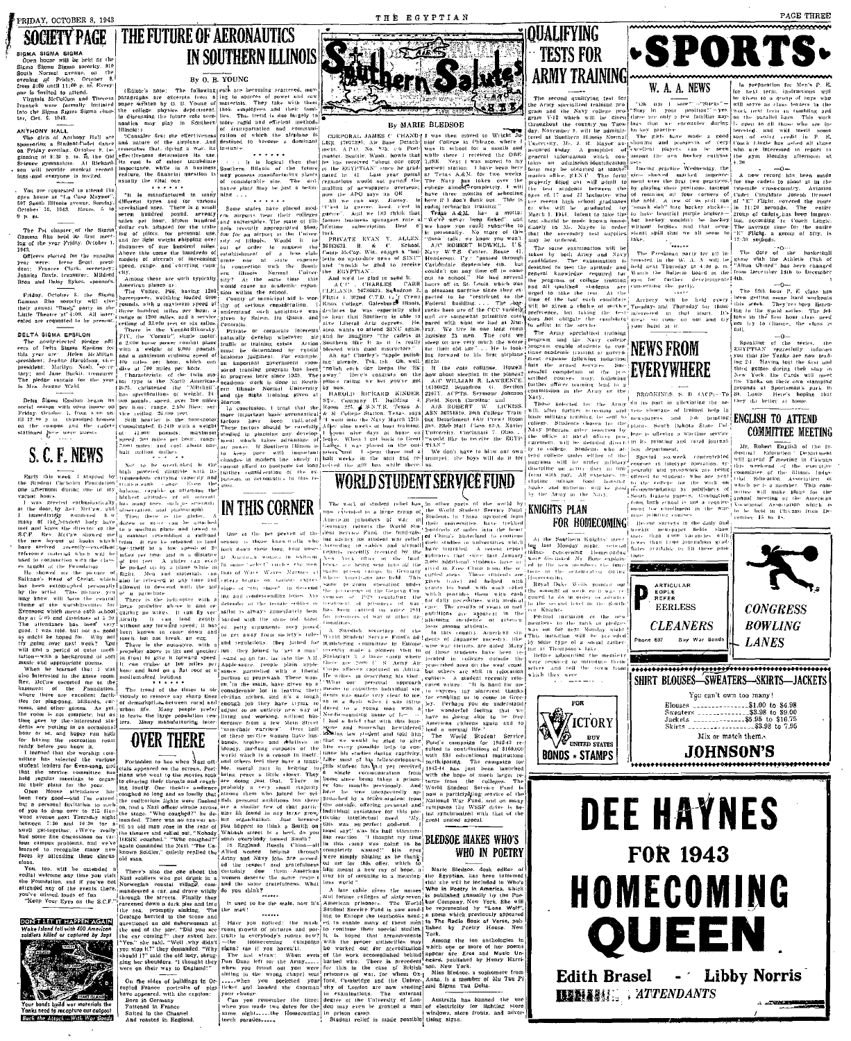# SOCIETY PAGE

## SIGMA SIGMA SIGMA

Open house will be held at the Sigma Sigma Sigma sorority, 819 South Normal avenue, on the evening of Friday, October 8, from 8:00 until 11:00 p. m. Everyone is invited to attend.

Virginia McCollum and Theresa Ivanuck were formally initiated into the Sigma Sigma Sigma chapter, Oct. 6, 1943.

## ANTHONY HALL

The girls of Anthony Hall are sponsoring a Student-Cadet dance on Friday evening, October 8, beginning at 8:30 p. m. in the Old Science gymnasium. Al Richard son will provide musical recordings and everyone is invited.

You are requested to attend the open house at "La Casa Mayner", 607 South Illinois avenue, Sunday, October 10, 1943. Hours, 6 to 9 p. m.

The Psi chapter of the Sigma Gamma Rho held its first meeting of the year Friday, October 1, 1943.

Officers elected for the ensuing year were: Irene Scott, president; Frances Clark, secretary; Juanita Davis, treasurer; Mildred Dixon and Daisy Sykes, sponsors.

Friday, October 8, the Sigma Gamma Rho sorority will give their annual "Rush" party in the Little Theatre at 4:00. All interested are requested to be present.

## DELTA SIGMA EPSILON

The newly-elected pledge officers of Delta Sigma Epsilon for this year are: Helen McMillan, president; Jeanne Harolds on, vice-president; Marilyn Hass, secretary; and Jane Burkitt, treasurer. The pledge captain for the year is Mrs. Jeanne Wahl.

Delta Sigma Epsilon began its social season with open house on Friday, October 1, from 8:00 until 12:00 p. m. Organized houses on the campus and some cadets stationed here were guests.

# S. C. F. NEWS

Early this week I stopped by the Student Christian Foundation one afternoon during one of my vacant hours.

I was greeted enthusiastically at the door, by Rev. McCaw, and I immediately wondered how many of the student body have met and know the director of the S.C.F. Rev. McCaw showed me the new layout of books which have arrived recently—excellent reference material which will be used in conjunction with the classes taught at the Foundation.

He showed me the picture of Sallman's Head of Christ, which has been autographed personally by the artist. The picture you may know will form the central theme of the worship center for Evensong which meets each school day at 5:05 and dismisses at 5:20. The attendance has been very good, I was told, but not as good as might be hoped for. Why not try going over next week? You will find a period of quiet meditation—with a background of soft music and appropriate poems.

When he learned that I was also interested in the game room, Rev. McCaw escorted me to the basement of the Foundation, where there are excellent facilities for ping-pong, billiards, caroms, and other games. As yet, the room is not complete, but as time goes by the interested students are putting in an occasional hour or so, and hope to finish for having the recreation room ready before you know it.

I learned that the worship committee has selected the various student leaders for Evensong, and that the service committee has held regular meetings to organize their plans for the year.

Open House attendance has been very good—and I'm extending a personal invitation to each of you to drop over to 212 Harwood avenue next Tuesday night between 7:30 and 10:30 for a swell get-together. We're really had some fine discussions on various campus problems, and we've learned to recognize many new faces by attending these discussions.

You, too, will be extended a cordial welcome any time you visit the Foundation, and if you've not attended any of the events there, you've missed loads of fun.

"Keep Your Eyes on the S.C.F."

**DON'T LET IT HAPPEN AGAIN**
Wake Island fell with 400 American soldiers killed or captured by Japs

Your bonds build war materials the Yanks need to recapture our outpost
Back the Attack—With War Bonds

# THE FUTURE OF AERONAUTICS IN SOUTHERN ILLINOIS

By O. B. YOUNG

(Editor's note: The following paragraphs are excerpts from a paper written by O. B. Young of the college physics department, in discussing the future role aeronautics may play in Southern Illinois.)

"Consider first the effectiveness and nature of the airplane. And remember that during a war its effectiveness determines its value. Its cost is of minor immediate importance, while in a business venture the financial question is usually the vital one.

\* \* \* \* \* \*

"It is manufactured in many different types and for various specialized uses. There is a small seven hundred pound, seventy mile per hour, fifteen hundred dollar cub, adapted for the training of pilots, for personal use, and for light weight shipping over distances of one hundred miles. Above this come the hundreds of models of aircraft of increasing speed, range, and carrying capacity.

Among these are such typically American planes as:

The Vultee 19A having 1200 horsepower, weighing loaded 6000 pounds, with a maximum speed of three hundred miles per hour, a range of 1200 miles, and a service ceiling of 32,000 feet or six miles.

There is the Vought-Sikorsky F4V, the "Corsair", single motor, a 2000 horse power combat plane with a weight of 9,000 pounds, and a maximum cruising speed of 400 miles per hour, which can dive at 700 miles per hour.

Characteristic of the twin motor type is the North American B-25, christened the "Mitchell" has specifications of weight, 24,000 pounds, speed, over 300 miles per hour; range, 2,000 miles; service ceiling, 25,000 feet.

Still heavier is the four-motor Consolidated B-24D with a weight of 41,000 pounds; maximum speed, 300 miles per hour; range, 3,000 miles and cost about one half million dollars.

\* \* \* \* \* \*

Not to be overlooked is the high powered dirigible with its tremendous carrying capacity and endurance range. Even the balloon, capable of attaining the highest altitudes of all aircraft has many uses, such as research, observation, and photography.

Then there is the glider, a dozen or more can be attached to a medium plane and towed in a manner resembling a railroad train. It can be released in flight by itself at a low speed of 20 miles per hour and in a distance of 100 feet. A glider can also be picked up by a plane while in flight. Men and materials can also be released at any time and allowed to descend with the aid of a parachute.

There is the helicopter with a large propeller above it and requiring no wings. It can fly vertically. It can land gently without any forward speed. It has been known to come down and touch but not break an egg.

There is the auto-gyro, with a propeller above to lift and another in front to give it forward speed. It can cruise at 100 miles per hour and land on a flat roof of a medium sized building.

\* \* \* \* \* \*

The trend of the times is obviously to remove any sharp lines of demarcation between rural and urban life. Many people prefer to leave the large population centers. Many manufacturing interests are becoming scattered, moving to sources of power and raw materials. They take with them their employees and their families. The trend is due largely to more rapid and efficient methods of transportation and communication of which the airplane is destined to become a dominant instance.

\* \* \* \* \* \*

It is logical then that Southern Illinois of the future may possess manufacturing plants of considerable size. The ordnance plant may be just a beginning.

\* \* \* \* \* \*

Some states have placed modern airports near their colleges and universities. The state of Illinois recently appropriated $500,000 for an airport at the University of Illinois. Would it be out of order to suggest the establishment of a less elaborate one at state expense in connection with the Southern Illinois Normal University? At the same time this would cause an academic expansion within the school.

County or municipal aid is worthy of serious consideration. I understand such assistance was given by Salem, Du Quoin, and Centralia.

Private or corporate interests naturally develop wherever air traffic or training exists. Action must be determined by capital business judgement. For example, an important government sponsored training program has been in progress here since 1939. The academic work is done at Southern Illinois Normal University and the flight training given at Marion.

In conclusion, I trust that the more important basic aeronautical factors have been indicated. These factors should be carefully studied in planning any development which takes advantage of air power. If Southern Illinois is to keep pace with important changes in modern life study it cannot afford to postpone or lose further consideration of the expansion of aeronautics in this region.

# OVER THERE

Forbidden to boo when Nazi officials appeared on the screen, Portuguese who went to the movies took to clearing their throats and coughing loudly. One theatre audience coughed so long and so loudly that the auditorium lights were flashed on, and a Nazi officer strode across the stage. "Who coughed?" he demanded. There was no answer until an old man rose in the rear of the theatre and called out, "Nobody HERE coughed." "Who coughed?" again demanded the Nazi. "The Unknown Soldier," quietly replied the old man.

There's also the one about the Nazi soldiers who got drunk in a Norwegian coastal village, commandeered a car, and drove wildly through the streets. Finally they careened down a dark pier and into the sea, promptly sinking. The Gestapo hurried to the scene and questioned an old fisherman at the end of the pier. "Did you see the car coming?" they asked her. "Yes," she said. "Well, why didn't you stop it? Why didn't you shout?" "Why should I?" said the old lady, shrugging her shoulders. "I thought they were on their way to England!"

On the sides of buildings in Occupied France portraits of pigs have appeared, with the caption:
Born in Germany
Fattened in France
Salted in the Channel
And roasted in England.

# IN THIS CORNER

One of the pet peeves of the season is those knee-walkers who both down their long, long noses at American women in uniform. In some "select" circles the question of Wacs, Waves, Spars, and others brings on various expressions of "Oh, those!" in descending and condescending tones. Any defender of the female soldier or sailor is always immediately bombarded with the same old, faded, petty arguments they joined to get away from society's rules and regulations; they joined for fun; they joined to "get a man" —and so on far, far into the night. Apple-sauce, people, plain apple-sauce garnished with a liberal portion of poppycock! These women in the main, have given up a considerable lot in leaving their civilian niches, and it's a tough enough job they have trying to adjust to an entirely new way of living and working, without interference from a few Main Street "armchair warriors". Over half of these service women have husbands, brothers and relatives in bloody, far-flung outposts of the world with all a reason in itself, and others feel they have a tangible, useful part in helping to bring peace a bit closer. They are doing just that. There is probably a very small minority among them who joined for selfish personal ambitions but there are a similar few of that party in any organization. Just because you happen to think a South on Wabash street is a heel, do you think everybody named Smith?

In England Bundle Tiles—all Allied women helping through Army and Navy jobs are accorded the respect and gratefulness. Certainly does them American women deserve the same respect and the same gratefulness. What do you think?

\* \* \* \* \* \*

It used to be the male, now it's the mail!

\* \* \* \* \* \*

Have you noticed: the much-worn growth of pictures and portraits in everybody's rooms now?
—the homecoming campaign signs? (as if you haven't).
The last straw: When even Don Dunn fell for the Army.......
when you found out you were sitting in the wrong chapel seat ....when you forgotten your ticket and howled the doorman your change.
Can you remember the time: when you made two dates for the same night......the Homecoming torch parades......

# Southern Salutes

By MARIE BLEDSOE

CORPORAL JAMES C. CHANDLER, 17067390, Air Base Detachment, A.P.O. No. 565, c/o Postmaster, Seattle, Wash. hopes that his 'Egyp' received "about one copy of the EGYPTIAN" since he graduated in '41. Last year postal regulations would not permit the mailing of newspapers overseas, now the APO says its OK.

All we can say, Jimmy, is "C'est la guerre, look, c'est la guerre." And we're glad to get a lifetime subscription. Best o' luck.

PRIVATE EVAN Y. ALLEN 36461621, B. & G. School, Camp McCoy, Wis. sends a "single letter on up-to-date news of SINU" and would be glad to receive the EGYPTIAN.

And we'd be glad to send it.

A/C CHARLES CARR FLELAND, 36786834, Squadron 3, Flight 4, 302nd C.T.D. (a/c) Crewe Knox College, Galesburg, Illinois, declares he was especially glad to hear that Southern is able to give Liberal Arts degrees. He also wants to attend SINU again and he imagines "the cadets at Southern like it as it is really blessed with good mannerism."

Ah ha! Charley's "apple polish" are already. Tsk, tsk. Oh well, "Polish each day keeps the 'DS' away." Here's congrats on the place rating we bet you've got by now.

HAROLD RICHARD KINDER S/2c, Company H, Building 2, Room 305, A.S.N.T.S., Texas A. & M. College Station, Texas, says "I went into the Navy March 12th. After nine weeks of boot training I spent nine days at home on leave. When I got back to Great Lakes, I was placed in the radio school and I spent three and a half weeks in the unit and received the gift box while there. I was then moved to Wright Junior College in Chicago, where I was in school for a month and while there I received the GEGLISE. Next I was moved to my present station. I have been here at Texas A&M for two weeks. The Navy has taken over the college almost completely. I will have three months of schooling here if I don't flunk out. This is radio technician training."

Texas A&M has a motto: "We've never been licked" and we know you could subscribe to it personally. No more of this "donut talk" we know you won't.

A/C ROBERT HOWELL, U.S. Navy V-5 Center, Route 41, Henderson, Ky. "passed through Carbondale September 4th, but couldn't see any time off to come out to school." He had several hours off at St. Louis which was a pleasant surprise since they expected to be "restricted to the Federal building... The barracks here are of the CCC variety and are somewhat primitive compared with what we had at Murray. We live in one large room housing 25 men. The cots we sleep on are very much the worse for their old use." He is looking forward to his first airplane flight.

If the cots collapse, Howell, how about sleeping in the planes?

A/C WILLIAM R. LAWRENCE 16106432, Squadron 4, Section 2207Y, ACPTS, Seymour Johnson Field, North Carolina, and A/S ROBERT W. LUCKISS, ASN 35751819, 30th College Training Detachment (Air Crew) Room 208, Sieb Hall, Class 42-A, Xavier University, Cincinnati 7, Ohio, would like to receive the EGYPTIAN.

We don't have to blow our own trumpet; the boys will do it for us.

# WORLD STUDENT SERVICE FUND

The work of student relief has now extended to a large group of American prisoners of war in Germany reports the World Student Service Fund, the national agency for student war relief. According to cables and airmail reports recently received by the New York office of the fund, books are being sent into all of the prison camps in Germany where Americans are held. This same program operated under the provisions of the Geneva Convention of 1929 regulating the treatment of prisoners of war, has been carried on since 1940 for prisoners of war of other countries.

A Swedish secretary of the World Student Service Fund's administrative committee in Europe, recently made a journey to Stalag III B. a large camp where there are about 2,000 U. S. Army Air Corps officers captured in Africa. He writes in describing his visit, "What our personal approach means to countless individual students was made very clear to me as in a flash when I was introduced to a young man with a Northern-sounding name of Iowa. I had a brief chat with this boy, Tom, who had previously been a law student and told him that we would be glad to give him every possible help to continue his studies during captivity. Like most of his fellow-prisoners, this student has not yet received a single communication from home since being taken a prisoner four months previously. And here he was unexpectedly approached by a fellow-student from the outside, offering personal and individual assistance for this particular intellectual need. 'My, this was so perfect good—nearest say!' was his half stammering reaction. 'I thought my time in this camp was going to be completely wasted!' His eyes were simply shining as he thanked me for this offer, which to him meant a new ray of hope, a tiny bit of meaning in a meaningless world."

A late cable gives the names and former colleges of sixty-seven American prisoners. The World Student Service Fund is now sending to Europe the textbooks needed to enable many of these men to continue their special studies. It is hoped that arrangements with the proper authorities may be worked out for accreditation of the work accomplished behind barbed wire. There is precedent for this in the case of British prisoners of war, for whom Oxford, Cambridge and the University of London are now sending examinations. The external degree of the University of London may even be granted a man in prison camp.

Student relief is made possible in other parts of the world by the World Student Service Fund. Students in China uprooted from their universities have trekked hundreds of miles into the heart of China's hinterland to continue their studies at universities which have migrated. A recent report indicates that since last January 1,500 additional students have arrived in Free China from the occupied areas. These students are housed and helped with grants in food and work relief which provides them with cash for daily necessities, with medical care. The results of years of malnutrition are apparent in the alarming incidence of tuberculosis among students.

In this country, American students of Japanese ancestry who were war victims are aided. Many of these students have been relocated in colleges outside the prescribed area on the west coast, and others are still in relocation centers. A student recently relocated writes: "It is hard for me to express my sincerest thanks for enabling us to come to Greeley. Perhaps you do understand the wonderful feeling that we have in being able to be free American citizens again and to lead a normal life."

The World Student Service Fund's campaign for 1942-43 resulted in contributions of $160,000, with 584 educational institutions participating. The campaign for 1943-44 has just been launched with the hope of more large returns from the colleges. The World Student Service Fund is now a participating service of the National War Fund, and on many campuses the WSSF drive is being synchronized with that of the great united appeal.

# BLEDSOE MAKES WHO'S WHO IN POETRY

Marie Bledsoe, desk editor of the Egyptian, has been informed that she will be included in Who's Who in Poetry in America, which is published annually by the Poetry Company, New York. She will be represented by "Lone Wolf", a poem which previously appeared in The Radio Book of Verse, published by Poetry House, New York.

Among the ten anthologies in which one or more of her poems appear are Eros and Music Unheard, published by Henry Harrison, New York.

Miss Bledsoe, a sophomore from Anna, is a member of Nu Tau Pi and Sigma Tau Delta.

Australia has banned the use of electricity for lighting store windows, store fronts, and advertising signs.

# QUALIFYING TESTS FOR ARMY TRAINING

The second qualifying test for the Army specialized training program and the Navy college program V-12 which will be given throughout the country on Tuesday, November 9, will be administered at Southern Illinois Normal University, Dr. J. C. Mayor announced today. A pamphlet of general information which contains an admission-identification form may be obtained at Mathematics office, SINU. This form properly filled out will admit to the test students between the ages of 17 and 22 inclusive who are recent high school graduates or who will be graduated by March 1, 1944. Intent to take the test should be made known immediately to Mr. Mayor in order that the necessary test supplies may be ordered.

The same examination will be taken by both Army and Navy candidates. The examination is designed to test the aptitude and general knowledge required for the program of college training, and all qualified students are urged to take the test. At the time of the test each candidate will be given a choice of service preference, but taking the test does not obligate the candidate to enlist in the service.

The Army specialized training program and the Navy college program enable students to continue academic training at government expense following induction into the armed services. Successful completion of the prescribed courses may be followed by further officer training lead to a commission in the Army or the Navy.

Those selected for the Army will, after further screening and basic military training, be sent to college. Students chosen for the Navy program after selection by the office of naval officer procurement, will be detailed directly to college. Students who are selected under either of these college programs will be under military discipline on active duty in uniform with pay. All expenses, including tuition, food, housing, books and uniforms will be paid by the Army or the Navy.

# KNIGHTS PLAN FOR HOMECOMING

At the Southern Knights' meeting last Monday night, several things concerning Homecoming were discussed. Mr. Ross explained to the new members the functions of the organization during Homecoming.

Donald Duke Wells pointed out the amount of work to be accomplished to do in order to advance to the second level in the Southern Knights.

Formal initiation of the new members to the rank of pledges was set for next Monday night. This initiation will be preceded by some type of a social gathering of the Knights for cadets.

Before adjourning the members were requested to introduce themselves and tell the home town which they were.

FOR VICTORY BUY UNITED STATES BONDS • STAMPS

# SPORTS

## W. A. A. NEWS

"Oh, I'm sorry" — "Sticks" — "Stay in your position" — yes, these are only a few familiar sayings that we encounter during the hockey practice.

The girls have made a good showing and prospects of very excellent players can be seen among the new hockey enthusiasts.

During practice Wednesday, the girls showed marked improvement over the first two practices by playing their positions, instead of remaining all four corners of the field. A few of us still use "smack slab" hockey sticks—to have haunting purple bruises—but hockey wouldn't be hockey without bruises and that occasional spill that we all seem to take.

\*\*\*\*

The Freshman party for all interested in the W. A. A. will be held next Thursday at 4:30 p. m. Watch the Bulletin Board in the gym for further developments concerning the party.

\*\*\*\*

Archery will be held every Tuesday and Thursday for those interested in that sport. It's not too late—come on out and try your hand at it.

# NEWS FROM EVERYWHERE

BROOKINGS, S. D. (ACP)—To do its part in alleviating the severe shortage of trained help in newspapers and job printing plants, South Dakota State College is offering a wartime service in its printing and rural journalism department.

Special six-week concentrated courses in linotype operation, typography and presswork are being offered to students who are sent to the college on the recommendation of publishers of South Dakota papers. Graduation from high school is a requirement for enrollment in the wartime printing courses.

Recent surveys in the daily and weekly newspaper fields shows more than 4,000 vacancies with fewer than 1,000 journalism graduates available to fill these positions.

PARTICULAR PEOPLE PREFER PEERLESS CLEANERS
Phone 637 Buy War Bonds

In preparation for Men's P. E. for next term, instructions will be given to a group of boys who will serve as class leaders in the work next term in tumbling and on the parallel bars. This work is open to all those who are interested, and will merit some sort of extra credit in P. E. Coach Lingle has asked all those who are interested in report to the gym Monday afternoon at 4:30.

—O—

A new record has been made for the cadets to shoot at in the two-mile cross-country. Aviation Cadet Candidate Joseph Dressel of "E" Flight covered the route in 11:20 seconds. The entire group of cadets has been improving, according to Coach Lingle. The average time for the entire "E" Flight, a group of fifty, is 13:30 seconds.

—O—

The date of the basketball game with the Athletic Club of "Alton Obscard" has been changed from December 13th to December 4th.

—O—

The fifth hour P. E. class has been getting some hard workouts this week. They've been listening to the world series. The fellows in the first hour class need not try to change, the class is full.

—O—

Speaking of the series, the EGYPTIAN reportedly informs you that the Yanks are now leading 2-1. Having lost the first and third games during their stay in New York, the Cards will meet the Yanks on their own stomping grounds at Sportsman's park in St. Louis. Here's hoping that they do better at home.

# ENGLISH TO ATTEND COMMITTEE MEETING

Mr. Robert English of the Industrial Education Department will attend a meeting in Chicago this week-end of the executive committee of the Illinois Industrial Education Association of which he is a member. This committee will make plans for the annual meeting of the American Vocational Association which is to be held in Chicago from December 15 to 18.

CONGRESS BOWLING LANES

SHIRT BLOUSES—SWEATERS—SKIRTS—JACKETS

You can't own too many!

| | |
|---|---|
| Blouses | $1.00 to $4.98 |
| Sweaters | $3.98 to $9.00 |
| Jackets | $5.95 to $16.75 |
| Skirts | $3.98 to 7.95 |

Mix or match them.

JOHNSON'S

# DEE HAYNES FOR 1943 HOMECOMING QUEEN

Edith Brasel — Libby Norris
ATTENDANTS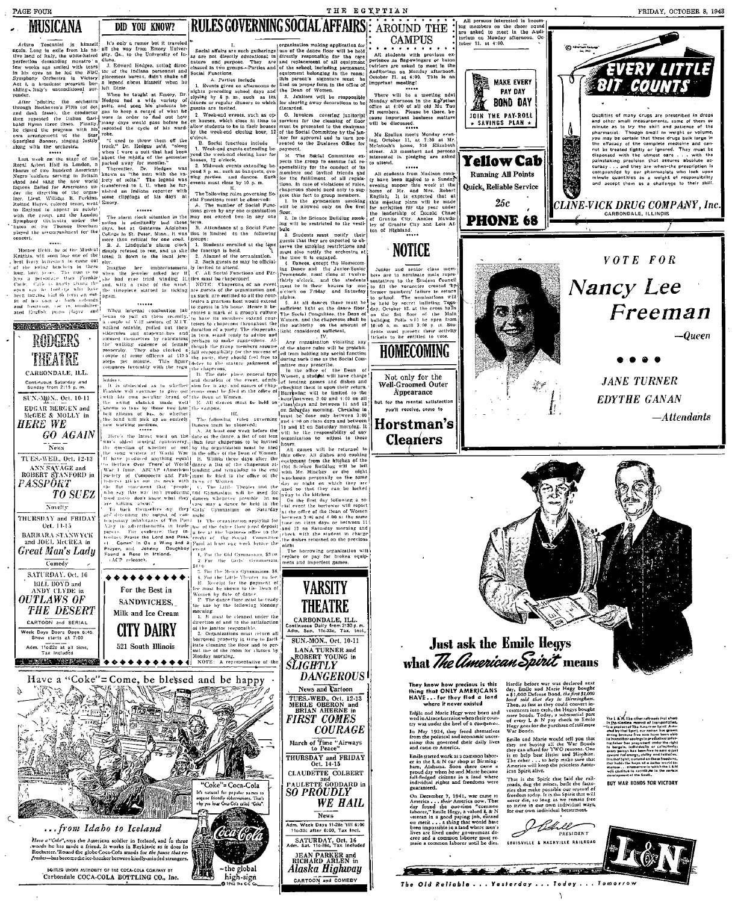# MUSICANA

Arturo Toscanini is himself again. Long in exile from his native land of Italy, the white-haired perfection demanding maestro a few weeks ago smiled with tears in his eyes as he led the NBC Symphony Orchestra in Victory Act I, a broadcast program heralding Italy's unconditional surrender.

After piloting the orchestra through Beethoven's Fifth (of dot and dash fame), the conductor then repeated the Italian Garibaldi Hymn three times. Finally he closed the program with his own arrangement of the Star Spangled Banner, singing lustily along with the orchestra.

\*\*\*\*\*

Last week on the stage of the Royal Albert Hall in London, a chorus of two hundred American Negro soldiers serving in Britain stood and sang the now world famous Ballad for Americans under the direction of the organizer, Lieut. William B. Perkins. Roland Hayes, colored tenor, went to England to appear as soloist with the group, and the London Symphony Orchestra under the baton of Sir Thomas Beecham played the accompaniment for the concert.

\*\*\*\*\*

Horace Heidt, he of the Musical Knights, will soon lose one of the best ivory ticklers to come out of the swing brackets in these long, lean years. The man is no less a personage than Frankie Carle. Carle is finally giving the open air to leading what have been rumored for the past ... of his own ... splendid and ... gifted, ... unquestionably ... piano player and ...

# DID YOU KNOW?

It's only a rumor but it traveled all the way from Emory University, Ga., to the University of Indiana.

J. Edward Hedges, acting director of the Indiana personnel and placement bureau, didn't shake off a legend about himself when he left Dixie.

When he taught at Emory, Dr. Hedges had a wide variety of suits, and soon his students began to keep a record of what he wore in order to find out how many days would pass before he repeated the cycle of his wardrobe.

"I used to throw them off the track," Dr. Hedges said, "along when I wore a suit that had been about the middle of the semester packed away for months."

Thereafter, Dr. Hedges was known as "the man with the variety of suits." The legend was transferred to I. U. when he furnished an Indiana reporter with some clippings of his days at Emory.

\*\*\*\*\*

The alarm clock situation in the nation is admittedly bad these days, but at Gustavus Adolphus College in St. Peter, Minn., it was more than critical for one coed.

B. J. Lindquist's alarm clock simply refused to run, and so she toted it down to the local jeweler.

Imagine her embarrassment when the jeweler asked her if she had ever tried winding it, and, with a twist of the wrist, the timepiece started in ticking again.

\*\*\*\*\*

When internal combustion labs began to pall on them recently, a couple of V-12 sailors of M.I.T. walked outside, pulled out their slide rules and stop-watches and amused themselves by calculating the walking cadence of female passersby. They also clocked a couple of army officers at 115.5 steps per minute. This figure compares favorably with the regulation ...

... leader ...

It is undecided as to whether Frankie will continue to give out with his own peculiar brand of the swing classics made well known to fans by those two four-ball albums of his, or whether the band will pick up an entirely new working medium.

\*\*\*\*\*

Here's the latest word on the war's oldest musical controversy, the question of whether or not the song writers of World War II have produced anything equal to Berlin's Over There of World War I fame. ASCAP (American Society of Composers and Publishers) sticks out its neck with the flat statement that "people who say this war isn't producing good music don't know what they are talking about."

To back themselves up, they are defending the output of contemporary inhabitants of Tin Pan Alley in advertisements in trade papers. For evidence they list Praise the Lord and Pass ... Comin' In On a Wing and a Prayer, and Johnny Doughboy Found a Rose in Ireland. (ACP release).

---

**RODGERS THEATRE**
CARBONDALE, ILL.
Continuous Saturday and Sunday from 2:15 p. m.

SUN.-MON., Oct. 10-11
EDGAR BERGEN and McGEE & MOLLY in
*HERE WE GO AGAIN*
News

TUES.-WED., Oct. 12-13
ANN SAVAGE and ROBERT STANFORD in
*PASSPORT TO SUEZ*
Novelty

THURSDAY and FRIDAY Oct. 14-15
BARBARA STANWYCK and JOEL McCREA in
*Great Man's Lady*
Comedy

SATURDAY, Oct. 16
BILL BOYD and ANDY CLYDE in
*OUTLAWS OF THE DESERT*
CARTOON and SERIAL

Week Days Doors Open 6:45. Show starts at 7:00
Adm. 11c-22c at all time, Tax Included

---

For the Best in SANDWICHES, Milk and Ice Cream
**CITY DAIRY**
521 South Illinois

---

# RULES GOVERNING SOCIAL AFFAIRS

I.

Social affairs are such gatherings as are not directly educational in nature and purpose. They are classed in two groups—Parties and Social Functions.

A. Parties include

1. Events given on afternoons or nights preceding school days and closing by 8 p. m., such as teas, dances or regular dinners to which guests are invited.

2. Week-end events, such as open houses, which close in time to allow students to be in their houses by the week-end closing hour, 12 o'clock.

B. Social functions include

1. Week-end events extending beyond the week-end closing hour for houses, 12 o'clock.

2. Midweek events extending beyond 8 p. m., such as banquets, evening parties, and dances. Such events must close by 10 p. m.

II.

The Following rules governing Social Functions must be observed:

A. The number of Social Functions given by any one organization may not exceed two in any one term.

B. Attendance at a Social Function is limited to the following groups:

1. Students enrolled at the time the function is held.

2. Alumni of the organization.

3. Such guests as may be officially invited to attend.

C. All Social Functions and Parties must be chaperoned.

NOTE: Chaperons of an event are guests of the organization and, as such, are entitled to all the courtesies a gracious host would extend to guests in his home. Hence it becomes a mark of a group's culture to have its members extend courtesies to chaperons throughout the duration of a party. The chaperons, in turn, stand ready to advise and perhaps to make suggestions. Although the group members assume full responsibility for the success of the party, they should feel free to defer to the mature judgment of the chaperons.

D. The date, place, general type and duration of the event, admission fee (if any), and names of chaperons must be filed in the office of the Dean of Women.

E. All dances must be held on the campus.

III.

The following rules governing Dances must be observed:

A. At least one week before the date of the dance a list of not less than four chaperons to be invited by the organization must be filed in the office of the Dean of Women.

B. Within three days after the dance a list of the chaperons attending and remaining to the end must be filed in the office of the Dean of Women.

C. The Little Theater and the Old Gymnasium will be used for dances whenever possible. In no case may a dance be held in the Girls' Gymnasium on Saturday night.

D. The organization applying for use of the dance floor must deposit a fee at the business office to the credit of the Social Committee Fund at least one week before the event:

1. For the Old Gymnasium, $2.00.
2. For the Girls' Gymnasium, $4.00.
3. For the Men's Gymnasium, $8.
4. For the Little Theater, no fee.

E. Receipt for the payment of fee must be shown to the Dean of Women by date of dance.

F. The dance floor must be ready for use by the following Monday morning.

1. It must be cleaned under the direction of and to the satisfaction of the janitor responsible.

2. Organizations must return all borrowed property in time to facilitate cleaning the floor and to permit use of the room for classes by Monday morning.

NOTE: A representative of the organization making application for use of the dance floor will be held directly responsible for the care and replacement of all equipment of the school, including permanent equipment belonging in the room. This person's signature must be filed on proper form in the office of the Dean of Women.

3. Janitors will be responsible for clearing away decorations to be discarded.

G. Invoices covering janitorial services for the cleaning of floor must be presented to the chairman of the Social Committee by the Janitor for approval and to turn presented to the Business Office for payment.

H. The Social Committee expects the group to assume full responsibility for the conduct of its members and invited friends and for the fulfillment of all regulations. In case of violations of rules, chaperons should need only to suggest this fact to group members.

1. In the gymnasium smoking will be allowed only on the first floor.

2. In the Science Building smoking will be restricted to the vestibule.

3. Students must notify their guests that they are expected to observe the smoking restrictions and must also notify the orchestra at the time it is engaged.

4. Dances, except the Homecoming Dance and the Junior-Senior Promenade, must close at twelve-thirty o'clock, and the students must be in their houses by one o'clock on Friday and Saturday nights.

5. At all dances there must be sufficient light on the dance floor. The Social Committee, the Dean of Women, and the chaperons shall be the authority on the amount of light considered sufficient.

IV.

Any organization violating any of the above rules will be prohibited from holding any social function during such time as the Social Committee may prescribe.

In the office of the Dean of Women, a student will have charge of lending games and dishes and checking them in upon their return. Borrowing will be limited to the hour between 3:00 and 4:00 on all class days and between 11 and 12 on Saturday morning. Checking in must be done only between 3:00 and 4:00 on class days and between 11 and 12 on Saturday morning. It will be the responsibility of any organization to adjust to these hours.

All games will be returned to this office. All dishes and cooking equipment from the kitchen of the Old Science Building will be left with Mr. Hinchey or the night watchman personally on the same day or night on which they are used so that they can be locked away in the kitchen.

On the first day following a social event the borrower will report at the office of the Dean of Women between 3:00 and 4:00 at the same time on class days or between 11 and 12 on Saturday morning and check with the student in charge the dishes returned on the previous night.

The borrowing organization will replace or pay for broken equipment and imperfect games.

---

**VARSITY THEATRE**
CARBONDALE, ILL.
Continuous Daily from 2:30 p. m. Adm. Sun. 11c-33c, Tax Incl.

SUN.-MON., Oct. 10-11
LANA TURNER and ROBERT YOUNG in
*SLIGHTLY DANGEROUS*
News and Cartoon

TUES.-WED., Oct. 12-13
MERLE OBERON and BRIAN AHERNE in
*FIRST COMES COURAGE*
March of Time "Airways to Peace"

THURSDAY and FRIDAY Oct. 14-15
CLAUDETTE COLBERT and PAULETTE GODDARD in
*SO PROUDLY WE HAIL*
News

Adm. Week Days 11-28c 'till 6:00. 11c-33c after 6:00, Tax Incl.

SATURDAY, Oct. 16
Adm. Sat. 11c-28c, Tax Included
JEAN PARKER and RICHARD ARLEN in
*Alaska Highway*
CARTOON and COMEDY

---

# AROUND THE CAMPUS

All students with previous experience as flag-swingers or baton twirlers are asked to meet in the Auditorium on Monday afternoon, October 11, at 4:00. This is an important meeting!

\*\*\*\*\*

There will be a meeting next Monday afternoon in the Egyptian office at 4:00 of all old Mu Tau Pi members. Please be there, because important business matters will be discussed.

\*\*\*\*\*

Mu Epsilon meets Monday evening, October 11, at 7:30 at Mr. McIntosh's home, 910 Elizabeth street. All members and persons interested in pledging are asked to attend.

\*\*\*\*\*

All students from Madison county have been invited to a Sunday evening supper this week at the home of Mr. and Mrs. Robert English. It is expected that at this meeting plans will be made for activities for the year under the leadership of Donald Chase of Granite City, Annise Mawdsley of Granite City and Lois Aston of Highland.

\*\*\*\*\*

All persons interested in becoming members on the cheer squad are asked to meet in the Auditorium on Monday afternoon, October 11, at 4:00.

---

MAKE EVERY PAY DAY BOND DAY
JOIN THE PAY-ROLL SAVINGS PLAN

---

# NOTICE

Junior and senior class members are to nominate male representatives to the Student Council to fill the vacancies created by former members' failure to return to school. The nominations will be held by secret balloting Tuesday, October 12, at the cross halls on the first floor of the Main building. Polls will be open from 10:00 a. m. until 3:00 p. m. Students must present their activity tickets to be entitled to vote.

---

**HOMECOMING**

Not only for the Well-Groomed Outer Appearance but for the mental satisfaction you'll receive, come to

**Horstman's Cleaners**

---

**Yellow Cab**
Running All Points
Quick, Reliable Service
25c
**PHONE 68**

---

**EVERY LITTLE BIT COUNTS**

Qualities of many drugs are prescribed in drops and other small measurements, some of them so minute as to try the skill and patience of the pharmacist. Though small in weight or volume, you may be certain that these drugs bulk large in the efficacy of the complete medicine and cannot be treated lightly or ignored. They must be dispensed with the utmost care . . . with the painstaking precision that assures absolute accuracy . . . and they are when the prescription is compounded by our pharmacists who look upon minute quantities as a weight of responsibility and accept them as a challenge to their skill.

**CLINE-VICK DRUG COMPANY, Inc.**
CARBONDALE, ILLINOIS

---

VOTE FOR

**Nancy Lee Freeman**
—Queen

JANE TURNER
EDYTHE GANAN
—Attendants

---

Have a "Coke" = Come, be blessed and be happy

"Coke" = Coca-Cola. It's natural for popular names to acquire friendly abbreviations. That's why you hear Coca-Cola called "Coke".

*...from Idaho to Iceland*

*Have a "Coke"*, says the American soldier in Iceland, and in three words he has made a friend. It works in Reykjavik as it does in Rochester. 'Round the globe Coca-Cola stands for *the pause that refreshes*—has become the ice-breaker between kindly-minded strangers.

BOTTLED UNDER AUTHORITY OF THE COCA-COLA COMPANY BY
Carbondale COCA-COLA BOTTLING CO., Inc.

—the global high-sign

---

**Just ask the Emile Hegys what *The American Spirit* means**

**They know how precious is this thing that ONLY AMERICANS HAVE . . . for they fled a land where it never existed**

Emile and Marie Hegy were born and wed in Alsace-Lorraine when their country was under the heel of a conqueror.

In May 1924, they freed themselves from the political and economic uncertainty that governed their daily lives and came to America.

Emile started work as a common laborer in the L & N car shop at Birmingham, Alabama. Soon their career a proud day when he and Marie became full-fledged citizens in a land where individual rights and freedoms were guaranteed.

On December 7, 1941, war came to America . . . *their* America now. That day found the one-time "common laborer," Emile Hegy, a valued L & N veteran in a good paying job, earned on merit . . . a thing that would have been impossible in a land where men's lives are lived under government decree and a common laborer must remain a common laborer until he dies.

Hardly before war was declared next day, Emile and Marie Hegy bought a $1,000 Defense Bond, *the first $1,000 bond sold that day in Birmingham*. Then, as fast as they could convert investments into cash, the Hegys bought more bonds. Today, a substantial part of every L & N pay check to Emile Hegy goes for the purchase of *still more* War Bonds.

Emile and Marie would tell you that they are buying all the War Bonds they can afford for TWO reasons. One is to help beat Hitler and Hirohito. The other . . . to help make sure that America will keep the priceless American Spirit alive.

That is the Spirit that laid the railroads, dug the mines, built the factories that make possible our arsenal of freedom today. It is the Spirit that will never die, so long as we remain free to strive in our own individual ways, for our own individual betterment.

PRESIDENT
LOUISVILLE & NASHVILLE RAILROAD

BUY WAR BONDS FOR VICTORY

The Old Reliable . . . Yesterday . . . Today . . . Tomorrow